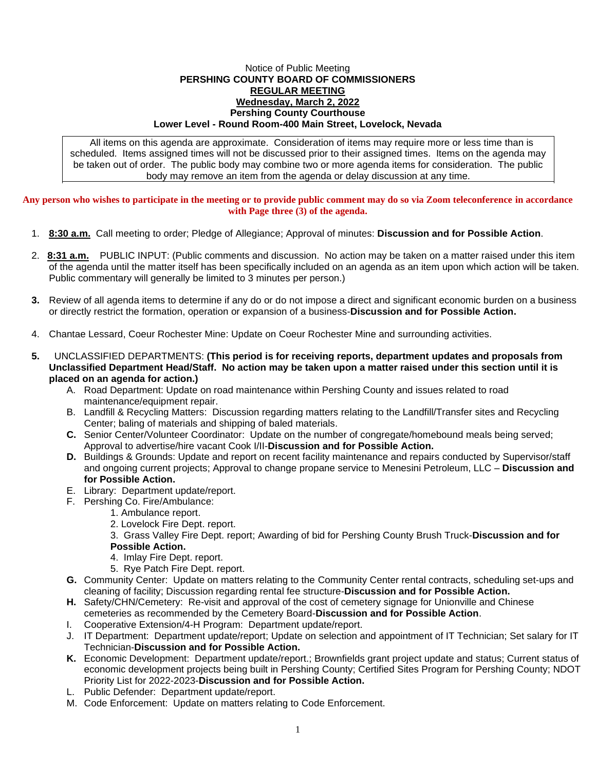Notice of Public Meeting

**PERSHING COUNTY BOARD OF COMMISSIONERS**

**REGULAR MEETING**

**Wednesday, March 2, 2022**

**Pershing County Courthouse**

**Lower Level - Round Room-400 Main Street, Lovelock, Nevada**

All items on this agenda are approximate. Consideration of items may require more or less time than is scheduled. Items assigned times will not be discussed prior to their assigned times. Items on the agenda may be taken out of order. The public body may combine two or more agenda items for consideration. The public body may remove an item from the agenda or delay discussion at any time.

**Any person who wishes to participate in the meeting or to provide public comment may do so via Zoom teleconference in accordance with Page three (3) of the agenda.**

1. **8:30 a.m.** Call meeting to order; Pledge of Allegiance; Approval of minutes: **Discussion and for Possible Action**.

2. **8:31 a.m.** PUBLIC INPUT: (Public comments and discussion. No action may be taken on a matter raised under this item of the agenda until the matter itself has been specifically included on an agenda as an item upon which action will be taken. Public commentary will generally be limited to 3 minutes per person.)

3. Review of all agenda items to determine if any do or do not impose a direct and significant economic burden on a business or directly restrict the formation, operation or expansion of a business-**Discussion and for Possible Action.**

4. Chantae Lessard, Coeur Rochester Mine: Update on Coeur Rochester Mine and surrounding activities.

5. UNCLASSIFIED DEPARTMENTS: **(This period is for receiving reports, department updates and proposals from Unclassified Department Head/Staff. No action may be taken upon a matter raised under this section until it is placed on an agenda for action.)**
   A. Road Department: Update on road maintenance within Pershing County and issues related to road maintenance/equipment repair.
   B. Landfill & Recycling Matters: Discussion regarding matters relating to the Landfill/Transfer sites and Recycling Center; baling of materials and shipping of baled materials.
   **C.** Senior Center/Volunteer Coordinator: Update on the number of congregate/homebound meals being served; Approval to advertise/hire vacant Cook I/II-**Discussion and for Possible Action.**
   **D.** Buildings & Grounds: Update and report on recent facility maintenance and repairs conducted by Supervisor/staff and ongoing current projects; Approval to change propane service to Menesini Petroleum, LLC – **Discussion and for Possible Action.**
   E. Library: Department update/report.
   F. Pershing Co. Fire/Ambulance:
      1. Ambulance report.
      2. Lovelock Fire Dept. report.
      3. Grass Valley Fire Dept. report; Awarding of bid for Pershing County Brush Truck-**Discussion and for Possible Action.**
      4. Imlay Fire Dept. report.
      5. Rye Patch Fire Dept. report.
   **G.** Community Center: Update on matters relating to the Community Center rental contracts, scheduling set-ups and cleaning of facility; Discussion regarding rental fee structure-**Discussion and for Possible Action.**
   **H.** Safety/CHN/Cemetery: Re-visit and approval of the cost of cemetery signage for Unionville and Chinese cemeteries as recommended by the Cemetery Board-**Discussion and for Possible Action**.
   I. Cooperative Extension/4-H Program: Department update/report.
   J. IT Department: Department update/report; Update on selection and appointment of IT Technician; Set salary for IT Technician-**Discussion and for Possible Action.**
   **K.** Economic Development: Department update/report.; Brownfields grant project update and status; Current status of economic development projects being built in Pershing County; Certified Sites Program for Pershing County; NDOT Priority List for 2022-2023-**Discussion and for Possible Action.**
   L. Public Defender: Department update/report.
   M. Code Enforcement: Update on matters relating to Code Enforcement.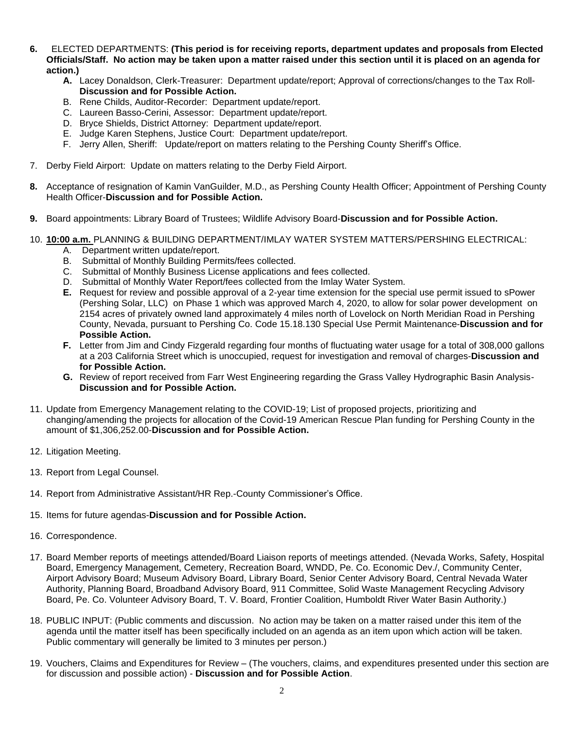**6.** ELECTED DEPARTMENTS: **(This period is for receiving reports, department updates and proposals from Elected Officials/Staff. No action may be taken upon a matter raised under this section until it is placed on an agenda for action.)**

- **A.** Lacey Donaldson, Clerk-Treasurer: Department update/report; Approval of corrections/changes to the Tax Roll-**Discussion and for Possible Action.**
- B. Rene Childs, Auditor-Recorder: Department update/report.
- C. Laureen Basso-Cerini, Assessor: Department update/report.
- D. Bryce Shields, District Attorney: Department update/report.
- E. Judge Karen Stephens, Justice Court: Department update/report.
- F. Jerry Allen, Sheriff: Update/report on matters relating to the Pershing County Sheriff's Office.

7. Derby Field Airport: Update on matters relating to the Derby Field Airport.

**8.** Acceptance of resignation of Kamin VanGuilder, M.D., as Pershing County Health Officer; Appointment of Pershing County Health Officer-**Discussion and for Possible Action.**

**9.** Board appointments: Library Board of Trustees; Wildlife Advisory Board-**Discussion and for Possible Action.**

10. **10:00 a.m.** PLANNING & BUILDING DEPARTMENT/IMLAY WATER SYSTEM MATTERS/PERSHING ELECTRICAL:

- A. Department written update/report.
- B. Submittal of Monthly Building Permits/fees collected.
- C. Submittal of Monthly Business License applications and fees collected.
- D. Submittal of Monthly Water Report/fees collected from the Imlay Water System.
- **E.** Request for review and possible approval of a 2-year time extension for the special use permit issued to sPower (Pershing Solar, LLC) on Phase 1 which was approved March 4, 2020, to allow for solar power development on 2154 acres of privately owned land approximately 4 miles north of Lovelock on North Meridian Road in Pershing County, Nevada, pursuant to Pershing Co. Code 15.18.130 Special Use Permit Maintenance-**Discussion and for Possible Action.**
- **F.** Letter from Jim and Cindy Fizgerald regarding four months of fluctuating water usage for a total of 308,000 gallons at a 203 California Street which is unoccupied, request for investigation and removal of charges-**Discussion and for Possible Action.**
- **G.** Review of report received from Farr West Engineering regarding the Grass Valley Hydrographic Basin Analysis-**Discussion and for Possible Action.**

11. Update from Emergency Management relating to the COVID-19; List of proposed projects, prioritizing and changing/amending the projects for allocation of the Covid-19 American Rescue Plan funding for Pershing County in the amount of $1,306,252.00-**Discussion and for Possible Action.**

12. Litigation Meeting.

13. Report from Legal Counsel.

14. Report from Administrative Assistant/HR Rep.-County Commissioner's Office.

15. Items for future agendas-**Discussion and for Possible Action.**

16. Correspondence.

17. Board Member reports of meetings attended/Board Liaison reports of meetings attended. (Nevada Works, Safety, Hospital Board, Emergency Management, Cemetery, Recreation Board, WNDD, Pe. Co. Economic Dev./, Community Center, Airport Advisory Board; Museum Advisory Board, Library Board, Senior Center Advisory Board, Central Nevada Water Authority, Planning Board, Broadband Advisory Board, 911 Committee, Solid Waste Management Recycling Advisory Board, Pe. Co. Volunteer Advisory Board, T. V. Board, Frontier Coalition, Humboldt River Water Basin Authority.)

18. PUBLIC INPUT: (Public comments and discussion. No action may be taken on a matter raised under this item of the agenda until the matter itself has been specifically included on an agenda as an item upon which action will be taken. Public commentary will generally be limited to 3 minutes per person.)

19. Vouchers, Claims and Expenditures for Review – (The vouchers, claims, and expenditures presented under this section are for discussion and possible action) - **Discussion and for Possible Action**.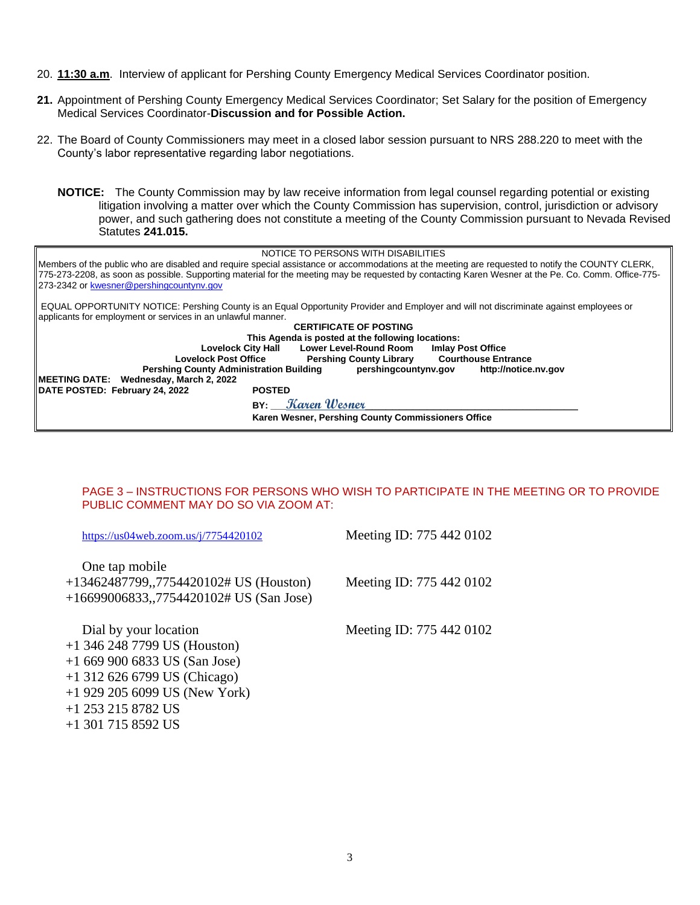20. **11:30 a.m**. Interview of applicant for Pershing County Emergency Medical Services Coordinator position.

**21.** Appointment of Pershing County Emergency Medical Services Coordinator; Set Salary for the position of Emergency Medical Services Coordinator-**Discussion and for Possible Action.**

22. The Board of County Commissioners may meet in a closed labor session pursuant to NRS 288.220 to meet with the County's labor representative regarding labor negotiations.

**NOTICE:** The County Commission may by law receive information from legal counsel regarding potential or existing litigation involving a matter over which the County Commission has supervision, control, jurisdiction or advisory power, and such gathering does not constitute a meeting of the County Commission pursuant to Nevada Revised Statutes **241.015.**

NOTICE TO PERSONS WITH DISABILITIES

Members of the public who are disabled and require special assistance or accommodations at the meeting are requested to notify the COUNTY CLERK, 775-273-2208, as soon as possible. Supporting material for the meeting may be requested by contacting Karen Wesner at the Pe. Co. Comm. Office-775-273-2342 or kwesner@pershingcountynv.gov

EQUAL OPPORTUNITY NOTICE: Pershing County is an Equal Opportunity Provider and Employer and will not discriminate against employees or applicants for employment or services in an unlawful manner.

**CERTIFICATE OF POSTING**

**This Agenda is posted at the following locations:**

**Lovelock City Hall    Lower Level-Round Room    Imlay Post Office**
**Lovelock Post Office    Pershing County Library    Courthouse Entrance**
**Pershing County Administration Building    pershingcountynv.gov    http://notice.nv.gov**

**MEETING DATE: Wednesday, March 2, 2022**
**DATE POSTED: February 24, 2022    POSTED**

**BY:** Karen Wesner
**Karen Wesner, Pershing County Commissioners Office**

PAGE 3 – INSTRUCTIONS FOR PERSONS WHO WISH TO PARTICIPATE IN THE MEETING OR TO PROVIDE PUBLIC COMMENT MAY DO SO VIA ZOOM AT:

https://us04web.zoom.us/j/7754420102    Meeting ID: 775 442 0102

One tap mobile
+13462487799,,7754420102# US (Houston)    Meeting ID: 775 442 0102
+16699006833,,7754420102# US (San Jose)

Dial by your location    Meeting ID: 775 442 0102
+1 346 248 7799 US (Houston)
+1 669 900 6833 US (San Jose)
+1 312 626 6799 US (Chicago)
+1 929 205 6099 US (New York)
+1 253 215 8782 US
+1 301 715 8592 US